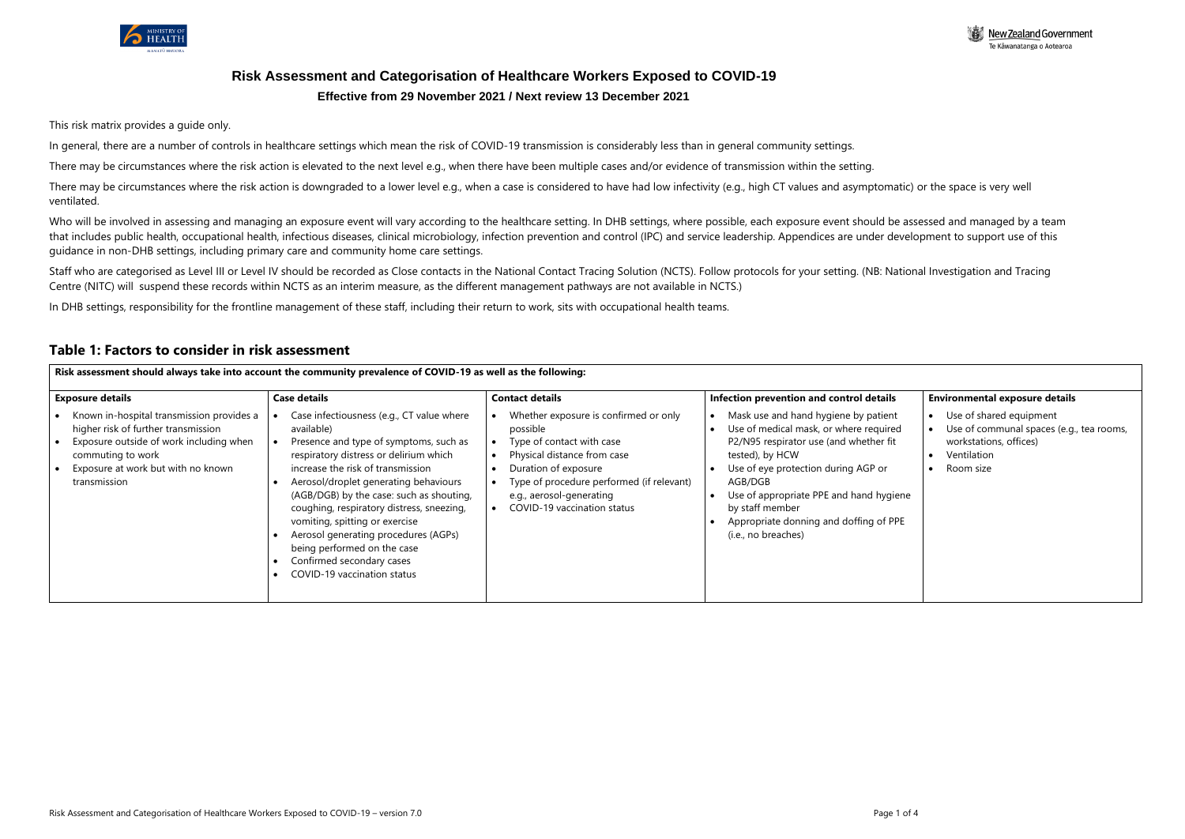# Risk Assessment and Categorisation of Healthcare Workers Exposed to COVID-19

**Effective from 29 November 2021 / Next review 13 December 2021**

This risk matrix provides a guide only.

In general, there are a number of controls in healthcare settings which mean the risk of COVID-19 transmission is considerably less than in general community settings.

There may be circumstances where the risk action is elevated to the next level e.g., when there have been multiple cases and/or evidence of transmission within the setting.

There may be circumstances where the risk action is downgraded to a lower level e.g., when a case is considered to have had low infectivity (e.g., high CT values and asymptomatic) or the space is very well ventilated.

Who will be involved in assessing and managing an exposure event will vary according to the healthcare setting. In DHB settings, where possible, each exposure event should be assessed and managed by a team that includes public health, occupational health, infectious diseases, clinical microbiology, infection prevention and control (IPC) and service leadership. Appendices are under development to support use of this guidance in non-DHB settings, including primary care and community home care settings.

Staff who are categorised as Level III or Level IV should be recorded as Close contacts in the National Contact Tracing Solution (NCTS). Follow protocols for your setting. (NB: National Investigation and Tracing Centre (NITC) will suspend these records within NCTS as an interim measure, as the different management pathways are not available in NCTS.)

In DHB settings, responsibility for the frontline management of these staff, including their return to work, sits with occupational health teams.

## Table 1: Factors to consider in risk assessment

**Risk assessment should always take into account the community prevalence of COVID-19 as well as the following:**

| Exposure details | Case details | Contact details | Infection prevention and control details | Environmental exposure details |
|---|---|---|---|---|
| • Known in-hospital transmission provides a higher risk of further transmission<br>• Exposure outside of work including when commuting to work<br>• Exposure at work but with no known transmission | • Case infectiousness (e.g., CT value where available)<br>• Presence and type of symptoms, such as respiratory distress or delirium which increase the risk of transmission<br>• Aerosol/droplet generating behaviours (AGB/DGB) by the case: such as shouting, coughing, respiratory distress, sneezing, vomiting, spitting or exercise<br>• Aerosol generating procedures (AGPs) being performed on the case<br>• Confirmed secondary cases<br>• COVID-19 vaccination status | • Whether exposure is confirmed or only possible<br>• Type of contact with case<br>• Physical distance from case<br>• Duration of exposure<br>• Type of procedure performed (if relevant) e.g., aerosol-generating<br>• COVID-19 vaccination status | • Mask use and hand hygiene by patient<br>• Use of medical mask, or where required P2/N95 respirator use (and whether fit tested), by HCW<br>• Use of eye protection during AGP or AGB/DGB<br>• Use of appropriate PPE and hand hygiene by staff member<br>• Appropriate donning and doffing of PPE (i.e., no breaches) | • Use of shared equipment<br>• Use of communal spaces (e.g., tea rooms, workstations, offices)<br>• Ventilation<br>• Room size |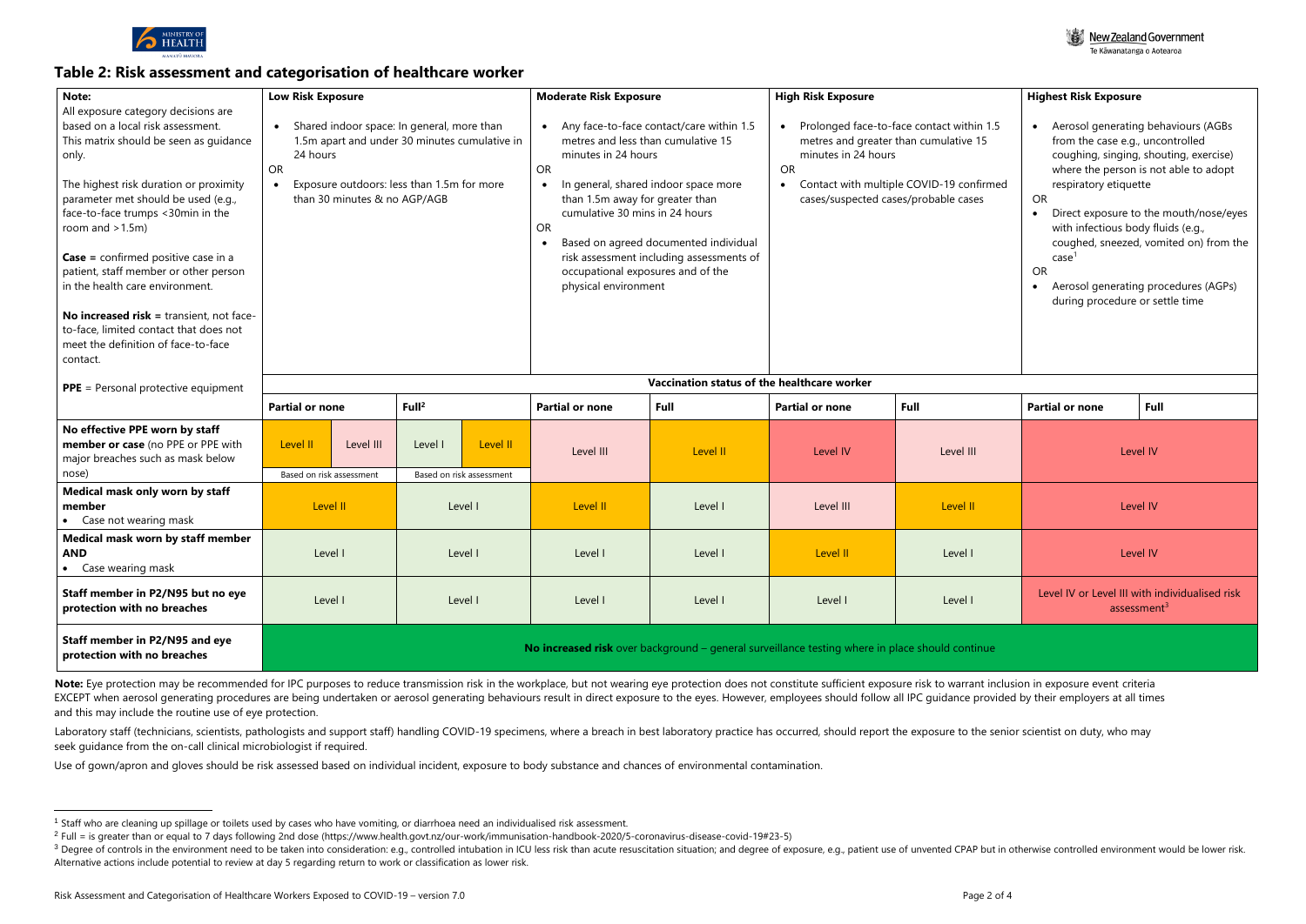## Table 2: Risk assessment and categorisation of healthcare worker

| Note: | Low Risk Exposure | | | | Moderate Risk Exposure | | High Risk Exposure | | Highest Risk Exposure | |
|---|---|---|---|---|---|---|---|---|---|---|
| All exposure category decisions are based on a local risk assessment. This matrix should be seen as guidance only.<br><br>The highest risk duration or proximity parameter met should be used (e.g., face-to-face trumps <30min in the room and >1.5m)<br><br>**Case =** confirmed positive case in a patient, staff member or other person in the health care environment.<br><br>**No increased risk =** transient, not face-to-face, limited contact that does not meet the definition of face-to-face contact. | • Shared indoor space: In general, more than 1.5m apart and under 30 minutes cumulative in 24 hours<br>OR<br>• Exposure outdoors: less than 1.5m for more than 30 minutes & no AGP/AGB | | | | • Any face-to-face contact/care within 1.5 metres and less than cumulative 15 minutes in 24 hours<br>OR<br>• In general, shared indoor space more than 1.5m away for greater than cumulative 30 mins in 24 hours<br>OR<br>• Based on agreed documented individual risk assessment including assessments of occupational exposures and of the physical environment | | • Prolonged face-to-face contact within 1.5 metres and greater than cumulative 15 minutes in 24 hours<br>OR<br>• Contact with multiple COVID-19 confirmed cases/suspected cases/probable cases | | • Aerosol generating behaviours (AGBs from the case e.g., uncontrolled coughing, singing, shouting, exercise) where the person is not able to adopt respiratory etiquette<br>OR<br>• Direct exposure to the mouth/nose/eyes with infectious body fluids (e.g., coughed, sneezed, vomited on) from the case[1]<br>OR<br>• Aerosol generating procedures (AGPs) during procedure or settle time | |
| **PPE** = Personal protective equipment | **Vaccination status of the healthcare worker** | | | | | | | | | |
| | **Partial or none** | | **Full[2]** | | **Partial or none** | **Full** | **Partial or none** | **Full** | **Partial or none** | **Full** |
| **No effective PPE worn by staff member or case** (no PPE or PPE with major breaches such as mask below nose) | Level II | Level III | Level I | Level II | Level III | Level II | Level IV | Level III | Level IV | |
| | Based on risk assessment | | Based on risk assessment | | | | | | | |
| **Medical mask only worn by staff member**<br>• Case not wearing mask | Level II | | Level I | | Level II | Level I | Level III | Level II | Level IV | |
| **Medical mask worn by staff member AND**<br>• Case wearing mask | Level I | | Level I | | Level I | Level I | Level II | Level I | Level IV | |
| **Staff member in P2/N95 but no eye protection with no breaches** | Level I | | Level I | | Level I | Level I | Level I | Level I | Level IV or Level III with individualised risk assessment[3] | |
| **Staff member in P2/N95 and eye protection with no breaches** | **No increased risk** over background – general surveillance testing where in place should continue | | | | | | | | | |

**Note:** Eye protection may be recommended for IPC purposes to reduce transmission risk in the workplace, but not wearing eye protection does not constitute sufficient exposure risk to warrant inclusion in exposure event criteria EXCEPT when aerosol generating procedures are being undertaken or aerosol generating behaviours result in direct exposure to the eyes. However, employees should follow all IPC guidance provided by their employers at all times and this may include the routine use of eye protection.

Laboratory staff (technicians, scientists, pathologists and support staff) handling COVID-19 specimens, where a breach in best laboratory practice has occurred, should report the exposure to the senior scientist on duty, who may seek guidance from the on-call clinical microbiologist if required.

Use of gown/apron and gloves should be risk assessed based on individual incident, exposure to body substance and chances of environmental contamination.

---

[1] Staff who are cleaning up spillage or toilets used by cases who have vomiting, or diarrhoea need an individualised risk assessment.

[2] Full = is greater than or equal to 7 days following 2nd dose (https://www.health.govt.nz/our-work/immunisation-handbook-2020/5-coronavirus-disease-covid-19#23-5)

[3] Degree of controls in the environment need to be taken into consideration: e.g., controlled intubation in ICU less risk than acute resuscitation situation; and degree of exposure, e.g., patient use of unvented CPAP but in otherwise controlled environment would be lower risk. Alternative actions include potential to review at day 5 regarding return to work or classification as lower risk.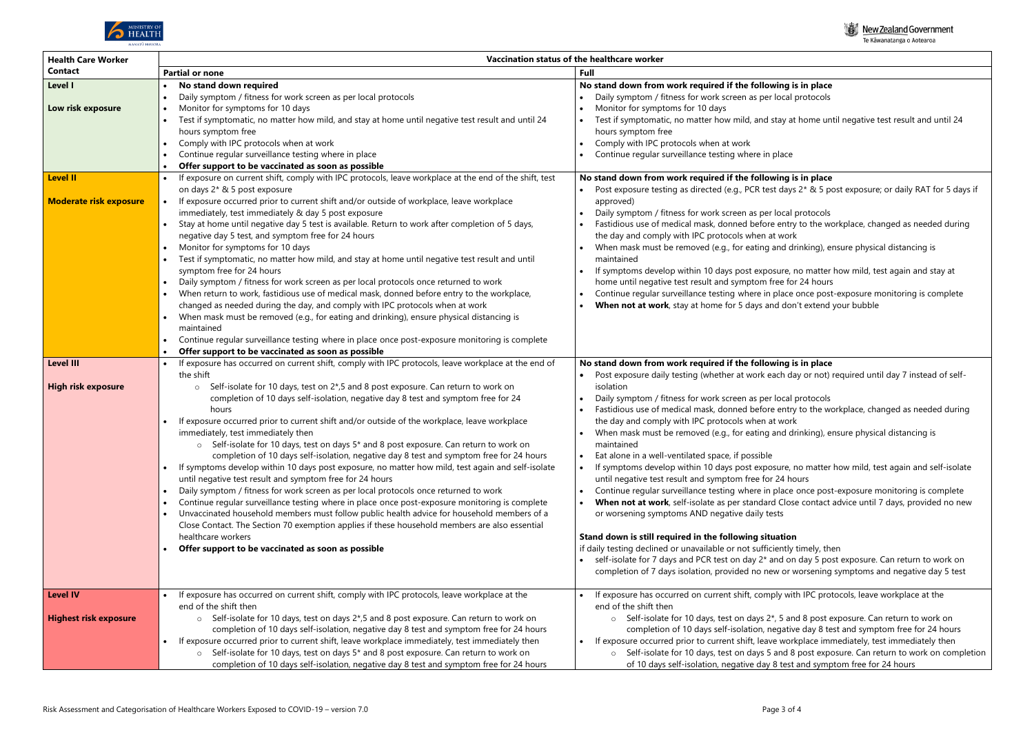| Health Care Worker Contact | Vaccination status of the healthcare worker | |
|---|---|---|
| | **Partial or none** | **Full** |
| **Level I**<br><br>**Low risk exposure** | • **No stand down required**<br>• Daily symptom / fitness for work screen as per local protocols<br>• Monitor for symptoms for 10 days<br>• Test if symptomatic, no matter how mild, and stay at home until negative test result and until 24 hours symptom free<br>• Comply with IPC protocols when at work<br>• Continue regular surveillance testing where in place<br>• **Offer support to be vaccinated as soon as possible** | **No stand down from work required if the following is in place**<br>• Daily symptom / fitness for work screen as per local protocols<br>• Monitor for symptoms for 10 days<br>• Test if symptomatic, no matter how mild, and stay at home until negative test result and until 24 hours symptom free<br>• Comply with IPC protocols when at work<br>• Continue regular surveillance testing where in place |
| **Level II**<br><br>**Moderate risk exposure** | • If exposure on current shift, comply with IPC protocols, leave workplace at the end of the shift, test on days 2* & 5 post exposure<br>• If exposure occurred prior to current shift and/or outside of workplace, leave workplace immediately, test immediately & day 5 post exposure<br>• Stay at home until negative day 5 test is available. Return to work after completion of 5 days, negative day 5 test, and symptom free for 24 hours<br>• Monitor for symptoms for 10 days<br>• Test if symptomatic, no matter how mild, and stay at home until negative test result and until symptom free for 24 hours<br>• Daily symptom / fitness for work screen as per local protocols once returned to work<br>• When return to work, fastidious use of medical mask, donned before entry to the workplace, changed as needed during the day, and comply with IPC protocols when at work<br>• When mask must be removed (e.g., for eating and drinking), ensure physical distancing is maintained<br>• Continue regular surveillance testing where in place once post-exposure monitoring is complete<br>• **Offer support to be vaccinated as soon as possible** | **No stand down from work required if the following is in place**<br>• Post exposure testing as directed (e.g., PCR test days 2* & 5 post exposure; or daily RAT for 5 days if approved)<br>• Daily symptom / fitness for work screen as per local protocols<br>• Fastidious use of medical mask, donned before entry to the workplace, changed as needed during the day and comply with IPC protocols when at work<br>• When mask must be removed (e.g., for eating and drinking), ensure physical distancing is maintained<br>• If symptoms develop within 10 days post exposure, no matter how mild, test again and stay at home until negative test result and symptom free for 24 hours<br>• Continue regular surveillance testing where in place once post-exposure monitoring is complete<br>• **When not at work**, stay at home for 5 days and don't extend your bubble |
| **Level III**<br><br>**High risk exposure** | • If exposure has occurred on current shift, comply with IPC protocols, leave workplace at the end of the shift<br>  ◦ Self-isolate for 10 days, test on 2*,5 and 8 post exposure. Can return to work on completion of 10 days self-isolation, negative day 8 test and symptom free for 24 hours<br>• If exposure occurred prior to current shift and/or outside of the workplace, leave workplace immediately, test immediately then<br>  ◦ Self-isolate for 10 days, test on days 5* and 8 post exposure. Can return to work on completion of 10 days self-isolation, negative day 8 test and symptom free for 24 hours<br>• If symptoms develop within 10 days post exposure, no matter how mild, test again and self-isolate until negative test result and symptom free for 24 hours<br>• Daily symptom / fitness for work screen as per local protocols once returned to work<br>• Continue regular surveillance testing where in place once post-exposure monitoring is complete<br>• Unvaccinated household members must follow public health advice for household members of a Close Contact. The Section 70 exemption applies if these household members are also essential healthcare workers<br>• **Offer support to be vaccinated as soon as possible** | **No stand down from work required if the following is in place**<br>• Post exposure daily testing (whether at work each day or not) required until day 7 instead of self-isolation<br>• Daily symptom / fitness for work screen as per local protocols<br>• Fastidious use of medical mask, donned before entry to the workplace, changed as needed during the day and comply with IPC protocols when at work<br>• When mask must be removed (e.g., for eating and drinking), ensure physical distancing is maintained<br>• Eat alone in a well-ventilated space, if possible<br>• If symptoms develop within 10 days post exposure, no matter how mild, test again and self-isolate until negative test result and symptom free for 24 hours<br>• Continue regular surveillance testing where in place once post-exposure monitoring is complete<br>• **When not at work**, self-isolate as per standard Close contact advice until 7 days, provided no new or worsening symptoms AND negative daily tests<br><br>**Stand down is still required in the following situation**<br>if daily testing declined or unavailable or not sufficiently timely, then<br>• self-isolate for 7 days and PCR test on day 2* and on day 5 post exposure. Can return to work on completion of 7 days isolation, provided no new or worsening symptoms and negative day 5 test |
| **Level IV**<br><br>**Highest risk exposure** | • If exposure has occurred on current shift, comply with IPC protocols, leave workplace at the end of the shift then<br>  ◦ Self-isolate for 10 days, test on days 2*,5 and 8 post exposure. Can return to work on completion of 10 days self-isolation, negative day 8 test and symptom free for 24 hours<br>• If exposure occurred prior to current shift, leave workplace immediately, test immediately then<br>  ◦ Self-isolate for 10 days, test on days 5* and 8 post exposure. Can return to work on completion of 10 days self-isolation, negative day 8 test and symptom free for 24 hours | • If exposure has occurred on current shift, comply with IPC protocols, leave workplace at the end of the shift then<br>  ◦ Self-isolate for 10 days, test on days 2*, 5 and 8 post exposure. Can return to work on completion of 10 days self-isolation, negative day 8 test and symptom free for 24 hours<br>• If exposure occurred prior to current shift, leave workplace immediately, test immediately then<br>  ◦ Self-isolate for 10 days, test on days 5 and 8 post exposure. Can return to work on completion of 10 days self-isolation, negative day 8 test and symptom free for 24 hours |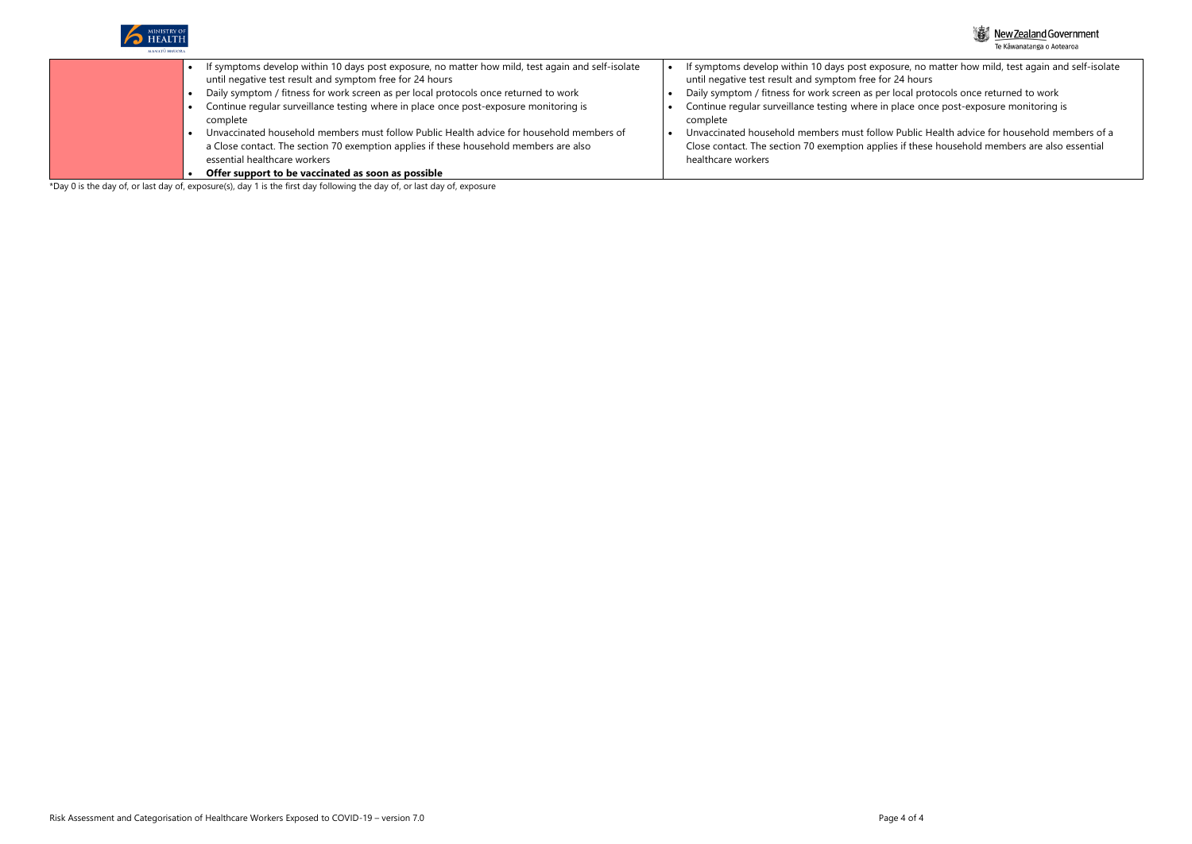| | | |
|---|---|---|
| | • If symptoms develop within 10 days post exposure, no matter how mild, test again and self-isolate until negative test result and symptom free for 24 hours<br>• Daily symptom / fitness for work screen as per local protocols once returned to work<br>• Continue regular surveillance testing where in place once post-exposure monitoring is complete<br>• Unvaccinated household members must follow Public Health advice for household members of a Close contact. The section 70 exemption applies if these household members are also essential healthcare workers<br>• **Offer support to be vaccinated as soon as possible** | • If symptoms develop within 10 days post exposure, no matter how mild, test again and self-isolate until negative test result and symptom free for 24 hours<br>• Daily symptom / fitness for work screen as per local protocols once returned to work<br>• Continue regular surveillance testing where in place once post-exposure monitoring is complete<br>• Unvaccinated household members must follow Public Health advice for household members of a Close contact. The section 70 exemption applies if these household members are also essential healthcare workers |

*Day 0 is the day of, or last day of, exposure(s), day 1 is the first day following the day of, or last day of, exposure